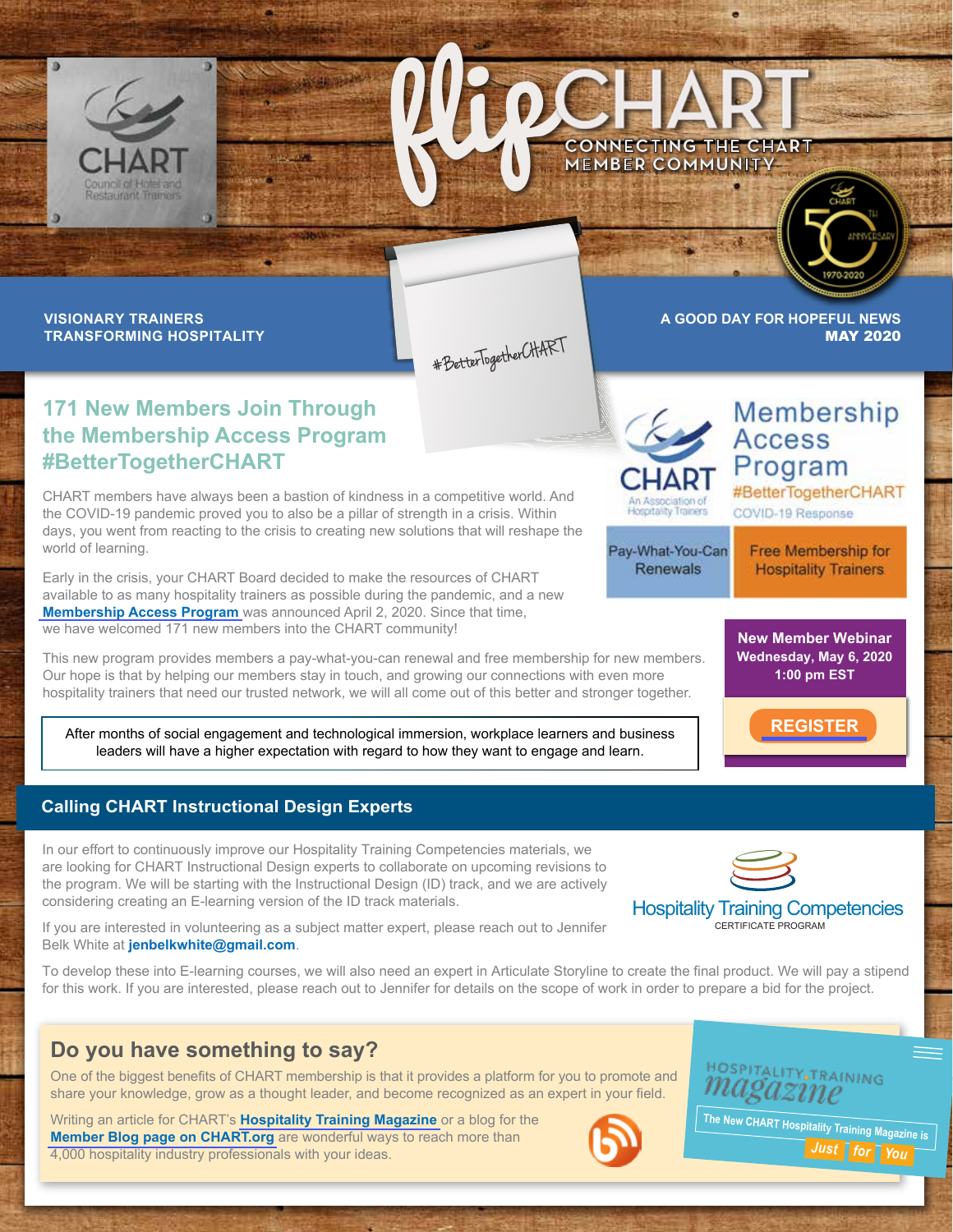# flipCHART

CONNECTING THE CHART MEMBER COMMUNITY

VISIONARY TRAINERS TRANSFORMING HOSPITALITY

#BetterTogetherCHART

A GOOD DAY FOR HOPEFUL NEWS
MAY 2020

## 171 New Members Join Through the Membership Access Program #BetterTogetherCHART

CHART members have always been a bastion of kindness in a competitive world. And the COVID-19 pandemic proved you to also be a pillar of strength in a crisis. Within days, you went from reacting to the crisis to creating new solutions that will reshape the world of learning.

Early in the crisis, your CHART Board decided to make the resources of CHART available to as many hospitality trainers as possible during the pandemic, and a new **Membership Access Program** was announced April 2, 2020. Since that time, we have welcomed 171 new members into the CHART community!

This new program provides members a pay-what-you-can renewal and free membership for new members. Our hope is that by helping our members stay in touch, and growing our connections with even more hospitality trainers that need our trusted network, we will all come out of this better and stronger together.

> After months of social engagement and technological immersion, workplace learners and business leaders will have a higher expectation with regard to how they want to engage and learn.

Membership Access Program
#BetterTogetherCHART
COVID-19 Response

Pay-What-You-Can Renewals

Free Membership for Hospitality Trainers

**New Member Webinar**
**Wednesday, May 6, 2020**
**1:00 pm EST**

**REGISTER**

## Calling CHART Instructional Design Experts

In our effort to continuously improve our Hospitality Training Competencies materials, we are looking for CHART Instructional Design experts to collaborate on upcoming revisions to the program. We will be starting with the Instructional Design (ID) track, and we are actively considering creating an E-learning version of the ID track materials.

If you are interested in volunteering as a subject matter expert, please reach out to Jennifer Belk White at **jenbelkwhite@gmail.com**.

To develop these into E-learning courses, we will also need an expert in Articulate Storyline to create the final product. We will pay a stipend for this work. If you are interested, please reach out to Jennifer for details on the scope of work in order to prepare a bid for the project.

Hospitality Training Competencies
CERTIFICATE PROGRAM

## Do you have something to say?

One of the biggest benefits of CHART membership is that it provides a platform for you to promote and share your knowledge, grow as a thought leader, and become recognized as an expert in your field.

Writing an article for CHART's **Hospitality Training Magazine** or a blog for the **Member Blog page on CHART.org** are wonderful ways to reach more than 4,000 hospitality industry professionals with your ideas.

HOSPITALITY TRAINING magazine

The New CHART Hospitality Training Magazine is Just for You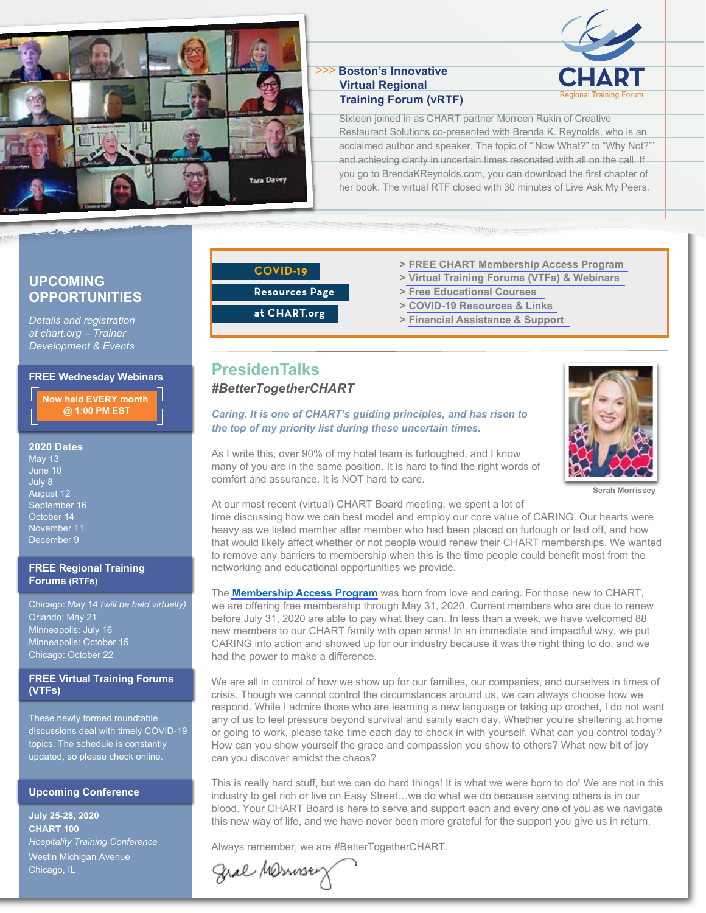## >>> Boston's Innovative Virtual Regional Training Forum (vRTF)

Sixteen joined in as CHART partner Morreen Rukin of Creative Restaurant Solutions co-presented with Brenda K. Reynolds, who is an acclaimed author and speaker. The topic of "'Now What?" to "Why Not?'" and achieving clarity in uncertain times resonated with all on the call. If you go to BrendaKReynolds.com, you can download the first chapter of her book. The virtual RTF closed with 30 minutes of Live Ask My Peers.

CHART
Regional Training Forum

## UPCOMING OPPORTUNITIES

*Details and registration at chart.org – Trainer Development & Events*

### FREE Wednesday Webinars

Now held EVERY month @ 1:00 PM EST

**2020 Dates**
May 13
June 10
July 8
August 12
September 16
October 14
November 11
December 9

### FREE Regional Training Forums (RTFs)

Chicago: May 14 *(will be held virtually)*
Orlando: May 21
Minneapolis: July 16
Minneapolis: October 15
Chicago: October 22

### FREE Virtual Training Forums (VTFs)

These newly formed roundtable discussions deal with timely COVID-19 topics. The schedule is constantly updated, so please check online.

### Upcoming Conference

**July 25-28, 2020**
**CHART 100**
*Hospitality Training Conference*
Westin Michigan Avenue
Chicago, IL

---

**COVID-19 Resources Page at CHART.org**

- > FREE CHART Membership Access Program
- > Virtual Training Forums (VTFs) & Webinars
- > Free Educational Courses
- > COVID-19 Resources & Links
- > Financial Assistance & Support

## PresidenTalks

### *#BetterTogetherCHART*

***Caring. It is one of CHART's guiding principles, and has risen to the top of my priority list during these uncertain times.***

Serah Morrissey

As I write this, over 90% of my hotel team is furloughed, and I know many of you are in the same position. It is hard to find the right words of comfort and assurance. It is NOT hard to care.

At our most recent (virtual) CHART Board meeting, we spent a lot of time discussing how we can best model and employ our core value of CARING. Our hearts were heavy as we listed member after member who had been placed on furlough or laid off, and how that would likely affect whether or not people would renew their CHART memberships. We wanted to remove any barriers to membership when this is the time people could benefit most from the networking and educational opportunities we provide.

The **Membership Access Program** was born from love and caring. For those new to CHART, we are offering free membership through May 31, 2020. Current members who are due to renew before July 31, 2020 are able to pay what they can. In less than a week, we have welcomed 88 new members to our CHART family with open arms! In an immediate and impactful way, we put CARING into action and showed up for our industry because it was the right thing to do, and we had the power to make a difference.

We are all in control of how we show up for our families, our companies, and ourselves in times of crisis. Though we cannot control the circumstances around us, we can always choose how we respond. While I admire those who are learning a new language or taking up crochet, I do not want any of us to feel pressure beyond survival and sanity each day. Whether you're sheltering at home or going to work, please take time each day to check in with yourself. What can you control today? How can you show yourself the grace and compassion you show to others? What new bit of joy can you discover amidst the chaos?

This is really hard stuff, but we can do hard things! It is what we were born to do! We are not in this industry to get rich or live on Easy Street…we do what we do because serving others is in our blood. Your CHART Board is here to serve and support each and every one of you as we navigate this new way of life, and we have never been more grateful for the support you give us in return.

Always remember, we are #BetterTogetherCHART.

Serah Morrissey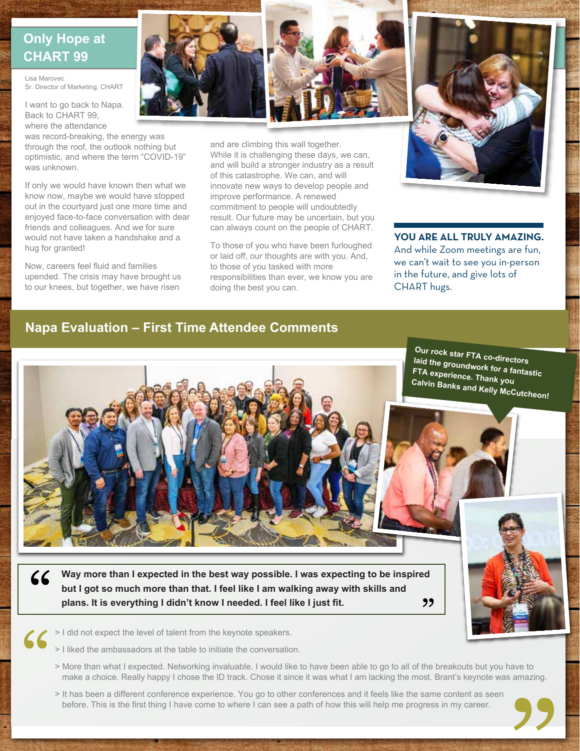## Only Hope at CHART 99

Lisa Marovec
Sr. Director of Marketing, CHART

I want to go back to Napa. Back to CHART 99, where the attendance was record-breaking, the energy was through the roof, the outlook nothing but optimistic, and where the term "COVID-19" was unknown.

If only we would have known then what we know now, maybe we would have stopped out in the courtyard just one more time and enjoyed face-to-face conversation with dear friends and colleagues. And we for sure would not have taken a handshake and a hug for granted!

Now, careers feel fluid and families upended. The crisis may have brought us to our knees, but together, we have risen and are climbing this wall together. While it is challenging these days, we can, and will build a stronger industry as a result of this catastrophe. We can, and will innovate new ways to develop people and improve performance. A renewed commitment to people will undoubtedly result. Our future may be uncertain, but you can always count on the people of CHART.

To those of you who have been furloughed or laid off, our thoughts are with you. And, to those of you tasked with more responsibilities than ever, we know you are doing the best you can.

**YOU ARE ALL TRULY AMAZING.** And while Zoom meetings are fun, we can't wait to see you in-person in the future, and give lots of CHART hugs.

## Napa Evaluation – First Time Attendee Comments

**Our rock star FTA co-directors laid the groundwork for a fantastic FTA experience. Thank you Calvin Banks and Kelly McCutcheon!**

> **Way more than I expected in the best way possible. I was expecting to be inspired but I got so much more than that. I feel like I am walking away with skills and plans. It is everything I didn't know I needed. I feel like I just fit.**

> I did not expect the level of talent from the keynote speakers.

> I liked the ambassadors at the table to initiate the conversation.

> More than what I expected. Networking invaluable. I would like to have been able to go to all of the breakouts but you have to make a choice. Really happy I chose the ID track. Chose it since it was what I am lacking the most. Brant's keynote was amazing.

> It has been a different conference experience. You go to other conferences and it feels like the same content as seen before. This is the first thing I have come to where I can see a path of how this will help me progress in my career.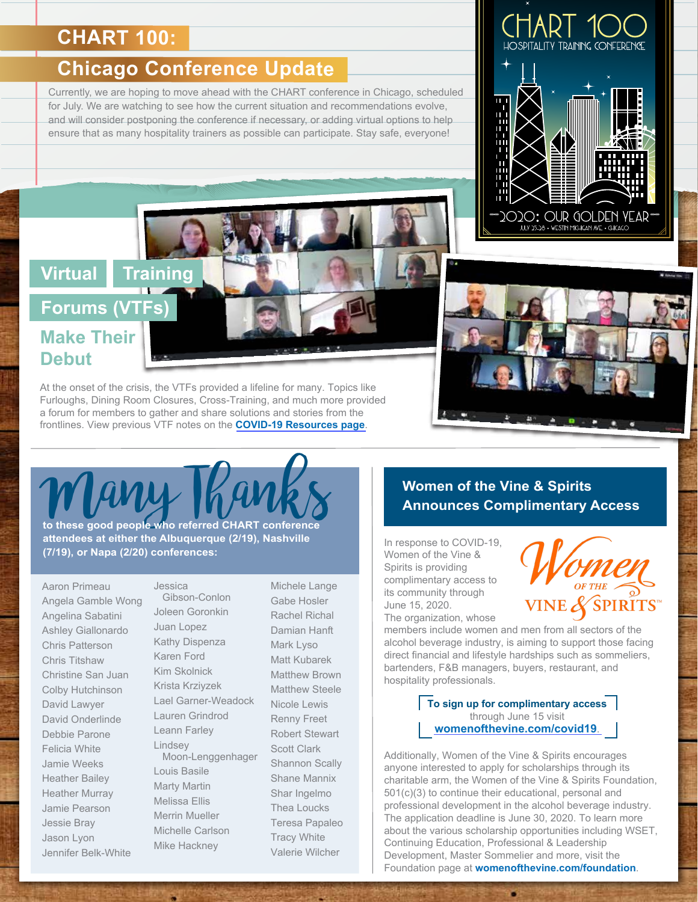# CHART 100:

## Chicago Conference Update

Currently, we are hoping to move ahead with the CHART conference in Chicago, scheduled for July. We are watching to see how the current situation and recommendations evolve, and will consider postponing the conference if necessary, or adding virtual options to help ensure that as many hospitality trainers as possible can participate. Stay safe, everyone!

CHART 100
HOSPITALITY TRAINING CONFERENCE
2020: OUR GOLDEN YEAR
JULY 25-28 • WESTIN MICHIGAN AVE. • CHICAGO

## Virtual Training Forums (VTFs)

### Make Their Debut

At the onset of the crisis, the VTFs provided a lifeline for many. Topics like Furloughs, Dining Room Closures, Cross-Training, and much more provided a forum for members to gather and share solutions and stories from the frontlines. View previous VTF notes on the **COVID-19 Resources page**.

## Many Thanks

**to these good people who referred CHART conference attendees at either the Albuquerque (2/19), Nashville (7/19), or Napa (2/20) conferences:**

- Aaron Primeau
- Angela Gamble Wong
- Angelina Sabatini
- Ashley Giallonardo
- Chris Patterson
- Chris Titshaw
- Christine San Juan
- Colby Hutchinson
- David Lawyer
- David Onderlinde
- Debbie Parone
- Felicia White
- Jamie Weeks
- Heather Bailey
- Heather Murray
- Jamie Pearson
- Jessie Bray
- Jason Lyon
- Jennifer Belk-White
- Jessica Gibson-Conlon
- Joleen Goronkin
- Juan Lopez
- Kathy Dispenza
- Karen Ford
- Kim Skolnick
- Krista Krziyzek
- Lael Garner-Weadock
- Lauren Grindrod
- Leann Farley
- Lindsey Moon-Lenggenhager
- Louis Basile
- Marty Martin
- Melissa Ellis
- Merrin Mueller
- Michelle Carlson
- Mike Hackney
- Michele Lange
- Gabe Hosler
- Rachel Richal
- Damian Hanft
- Mark Lyso
- Matt Kubarek
- Matthew Brown
- Matthew Steele
- Nicole Lewis
- Renny Freet
- Robert Stewart
- Scott Clark
- Shannon Scally
- Shane Mannix
- Shar Ingelmo
- Thea Loucks
- Teresa Papaleo
- Tracy White
- Valerie Wilcher

## Women of the Vine & Spirits Announces Complimentary Access

Women OF THE VINE & SPIRITS™

In response to COVID-19, Women of the Vine & Spirits is providing complimentary access to its community through June 15, 2020. The organization, whose members include women and men from all sectors of the alcohol beverage industry, is aiming to support those facing direct financial and lifestyle hardships such as sommeliers, bartenders, F&B managers, buyers, restaurant, and hospitality professionals.

**To sign up for complimentary access** through June 15 visit **womenofthevine.com/covid19**.

Additionally, Women of the Vine & Spirits encourages anyone interested to apply for scholarships through its charitable arm, the Women of the Vine & Spirits Foundation, 501(c)(3) to continue their educational, personal and professional development in the alcohol beverage industry. The application deadline is June 30, 2020. To learn more about the various scholarship opportunities including WSET, Continuing Education, Professional & Leadership Development, Master Sommelier and more, visit the Foundation page at **womenofthevine.com/foundation**.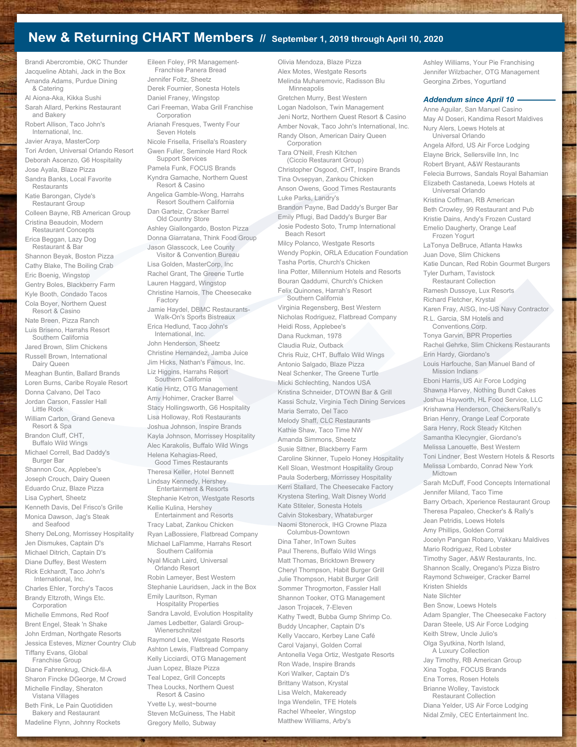# New & Returning CHART Members // September 1, 2019 through April 10, 2020

Brandi Abercrombie, OKC Thunder
Jacqueline Abtahi, Jack in the Box
Amanda Adams, Purdue Dining & Catering
Al Aiona-Aka, Kikka Sushi
Sarah Allard, Perkins Restaurant and Bakery
Robert Allison, Taco John's International, Inc.
Javier Araya, MasterCorp
Tori Arden, Universal Orlando Resort
Deborah Ascenzo, G6 Hospitality
Jose Ayala, Blaze Pizza
Sandra Banks, Local Favorite Restaurants
Katie Barongan, Clyde's Restaurant Group
Colleen Bayne, RB American Group
Cristina Beaudoin, Modern Restaurant Concepts
Erica Beggan, Lazy Dog Restaurant & Bar
Shannon Beyak, Boston Pizza
Cathy Blake, The Boiling Crab
Eric Boenig, Wingstop
Gentry Boles, Blackberry Farm
Kyle Booth, Condado Tacos
Cola Boyer, Northern Quest Resort & Casino
Nate Breen, Pizza Ranch
Luis Briseno, Harrahs Resort Southern California
Jared Brown, Slim Chickens
Russell Brown, International Dairy Queen
Meaghan Buntin, Ballard Brands
Loren Burns, Caribe Royale Resort
Donna Calvano, Del Taco
Jordan Carson, Fassler Hall Little Rock
William Carton, Grand Geneva Resort & Spa
Brandon Cluff, CHT, Buffalo Wild Wings
Michael Correll, Bad Daddy's Burger Bar
Shannon Cox, Applebee's
Joseph Crouch, Dairy Queen
Eduardo Cruz, Blaze Pizza
Lisa Cyphert, Sheetz
Kenneth Davis, Del Frisco's Grille
Monica Dawson, Jag's Steak and Seafood
Sherry DeLong, Morrissey Hospitality
Jen Dismukes, Captain D's
Michael Ditrich, Captain D's
Diane Duffey, Best Western
Rick Eckhardt, Taco John's International, Inc.
Charles Ehler, Torchy's Tacos
Brandy Eltzroth, Wings Etc. Corporation
Michelle Emmons, Red Roof
Brent Engel, Steak 'n Shake
John Erdman, Northgate Resorts
Jessica Esteves, Mizner Country Club
Tiffany Evans, Global Franchise Group
Diane Fahrenkrug, Chick-fil-A
Sharon Fincke DGeorge, M Crowd
Michelle Findlay, Sheraton Vistana Villages
Beth Fink, Le Pain Quotididen Bakery and Restaurant
Madeline Flynn, Johnny Rockets
Eileen Foley, PR Management-Franchise Panera Bread
Jennifer Foltz, Sheetz
Derek Fournier, Sonesta Hotels
Daniel Franey, Wingstop
Cari Freeman, Waba Grill Franchise Corporation
Arianah Fresques, Twenty Four Seven Hotels
Nicole Frisella, Frisella's Roastery
Gwen Fuller, Seminole Hard Rock Support Services
Pamela Funk, FOCUS Brands
Kyndra Gamache, Northern Quest Resort & Casino
Angelica Gamble-Wong, Harrahs Resort Southern California
Dan Garteiz, Cracker Barrel Old Country Store
Ashley Giallongardo, Boston Pizza
Donna Giarratana, Think Food Group
Jason Glasscock, Lee County Visitor & Convention Bureau
Lisa Golden, MasterCorp, Inc
Rachel Grant, The Greene Turtle
Lauren Haggard, Wingstop
Christine Harnois, The Cheesecake Factory
Jamie Haydel, DBMC Restaurants-Walk-On's Sports Bistreaux
Erica Hedlund, Taco John's International, Inc.
John Henderson, Sheetz
Christine Hernandez, Jamba Juice
Jim Hicks, Nathan's Famous, Inc.
Liz Higgins, Harrahs Resort Southern California
Katie Hintz, OTG Management
Amy Hohimer, Cracker Barrel
Stacy Hollingsworth, G6 Hospitality
Lisa Holloway, Roti Restaurants
Joshua Johnson, Inspire Brands
Kayla Johnson, Morrissey Hospitality
Alec Karakolis, Buffalo Wild Wings
Helena Kehagias-Reed, Good Times Restaurants
Theresa Keller, Hotel Bennett
Lindsay Kennedy, Hershey Entertainment & Resorts
Stephanie Ketron, Westgate Resorts
Kellie Kulina, Hershey Entertainment and Resorts
Tracy Labat, Zankou Chicken
Ryan LaBossiere, Flatbread Company
Michael LaFlamme, Harrahs Resort Southern California
Nyal Micah Laird, Universal Orlando Resort
Robin Lameyer, Best Western
Stephanie Lauridsen, Jack in the Box
Emily Lauritson, Ryman Hospitality Properties
Sandra Lavold, Evolution Hospitality
James Ledbetter, Galardi Group-Wienerschnitzel
Raymond Lee, Westgate Resorts
Ashton Lewis, Flatbread Company
Kelly Licciardi, OTG Management
Juan Lopez, Blaze Pizza
Teal Lopez, Grill Concepts
Thea Loucks, Northern Quest Resort & Casino
Yvette Ly, west~bourne
Steven McGuiness, The Habit
Gregory Mello, Subway
Olivia Mendoza, Blaze Pizza
Alex Motes, Westgate Resorts
Melinda Muharemovic, Radisson Blu Minneapolis
Gretchen Murry, Best Western
Logan Nadolson, Twin Management
Jeni Nortz, Northern Quest Resort & Casino
Amber Novak, Taco John's International, Inc.
Randy Olson, American Dairy Queen Corporation
Tara O'Neill, Fresh Kitchen (Ciccio Restaurant Group)
Christopher Osgood, CHT, Inspire Brands
Tina Ovsepyan, Zankou Chicken
Anson Owens, Good Times Restaurants
Luke Parks, Landry's
Brandon Payne, Bad Daddy's Burger Bar
Emily Pflugi, Bad Daddy's Burger Bar
Josie Podesto Soto, Trump International Beach Resort
Milcy Polanco, Westgate Resorts
Wendy Popkin, ORLA Education Foundation
Tasha Portis, Church's Chicken
Iina Potter, Millennium Hotels and Resorts
Bouran Qaddumi, Church's Chicken
Felix Quinones, Harrah's Resort Southern California
Virginia Regensberg, Best Western
Nicholas Rodriguez, Flatbread Company
Heidi Ross, Applebee's
Dana Ruckman, 1978
Claudia Ruiz, Outback
Chris Ruiz, CHT, Buffalo Wild Wings
Antonio Salgado, Blaze Pizza
Neal Schenker, The Greene Turtle
Micki Schlechting, Nandos USA
Kristina Schneider, DTOWN Bar & Grill
Kassi Schulz, Virginia Tech Dining Services
Maria Serrato, Del Taco
Melody Shaff, CLC Restaurants
Kathie Shaw, Taco Time NW
Amanda Simmons, Sheetz
Susie Sittner, Blackberry Farm
Caroline Skinner, Tupelo Honey Hospitality
Kell Sloan, Westmont Hospitality Group
Paula Soderberg, Morrissey Hospitality
Kerri Stallard, The Cheesecake Factory
Krystena Sterling, Walt Disney World
Kate Stiteler, Sonesta Hotels
Calvin Stokesbary, Whataburger
Naomi Stonerock, IHG Crowne Plaza Columbus-Downtown
Dina Taher, InTown Suites
Paul Therens, Buffalo Wild Wings
Matt Thomas, Bricktown Brewery
Cheryl Thompson, Habit Burger Grill
Julie Thompson, Habit Burger Grill
Sommer Throgmorton, Fassler Hall
Shannon Tooker, OTG Management
Jason Trojacek, 7-Eleven
Kathy Twedt, Bubba Gump Shrimp Co.
Buddy Uncapher, Captain D's
Kelly Vaccaro, Kerbey Lane Café
Carol Vajanyi, Golden Corral
Antonella Vega Ortiz, Westgate Resorts
Ron Wade, Inspire Brands
Kori Walker, Captain D's
Brittany Watson, Krystal
Lisa Welch, Makeready
Inga Wendelin, TFE Hotels
Rachel Wheeler, Wingstop
Matthew Williams, Arby's
Ashley Williams, Your Pie Franchising
Jennifer Wilzbacher, OTG Management
Georgina Zirbes, Yogurtland

### *Addendum since April 10*

Anne Aguilar, San Manuel Casino
May Al Doseri, Kandima Resort Maldives
Nury Alers, Loews Hotels at Universal Orlando
Angela Alford, US Air Force Lodging
Elayne Brick, Sellersville Inn, Inc
Robert Bryant, A&W Restaurants
Felecia Burrows, Sandals Royal Bahamian
Elizabeth Castaneda, Loews Hotels at Universal Orlando
Kristina Coffman, RB American
Beth Crowley, 99 Restaurant and Pub
Kristie Dains, Andy's Frozen Custard
Emelio Daugherty, Orange Leaf Frozen Yogurt
LaTonya DeBruce, Atlanta Hawks
Juan Dove, Slim Chickens
Katie Duncan, Red Robin Gourmet Burgers
Tyler Durham, Tavistock Restaurant Collection
Ramesh Dussoye, Lux Resorts
Richard Fletcher, Krystal
Karen Fray, AISG, Inc-US Navy Contractor
R.L. Garcia, SM Hotels and Conventions Corp.
Tonya Garvin, BPR Properties
Rachel Gehrke, Slim Chickens Restaurants
Erin Hardy, Giordano's
Louis Harfouche, San Manuel Band of Mission Indians
Eboni Harris, US Air Force Lodging
Shawna Harvey, Nothing Bundt Cakes
Joshua Hayworth, HL Food Service, LLC
Krishawna Henderson, Checkers/Rally's
Brian Henry, Orange Leaf Corporate
Sara Henry, Rock Steady Kitchen
Samantha Klecyngier, Giordano's
Melissa Lanouette, Best Western
Toni Lindner, Best Western Hotels & Resorts
Melissa Lombardo, Conrad New York Midtown
Sarah McDuff, Food Concepts International
Jennifer Miland, Taco Time
Barry Orbach, Xperience Restaurant Group
Theresa Papaleo, Checker's & Rally's
Jean Petridis, Loews Hotels
Amy Phillips, Golden Corral
Jocelyn Pangan Robaro, Vakkaru Maldives
Mario Rodriguez, Red Lobster
Timothy Sager, A&W Restaurants, Inc.
Shannon Scally, Oregano's Pizza Bistro
Raymond Schweiger, Cracker Barrel
Kristen Shields
Nate Slichter
Ben Snow, Loews Hotels
Adam Spangler, The Cheesecake Factory
Daran Steele, US Air Force Lodging
Keith Strew, Uncle Julio's
Olga Syutkina, North Island, A Luxury Collection
Jay Timothy, RB American Group
Xina Togba, FOCUS Brands
Ena Torres, Rosen Hotels
Brianne Wolley, Tavistock Restaurant Collection
Diana Yelder, US Air Force Lodging
Nidal Zmily, CEC Entertainment Inc.